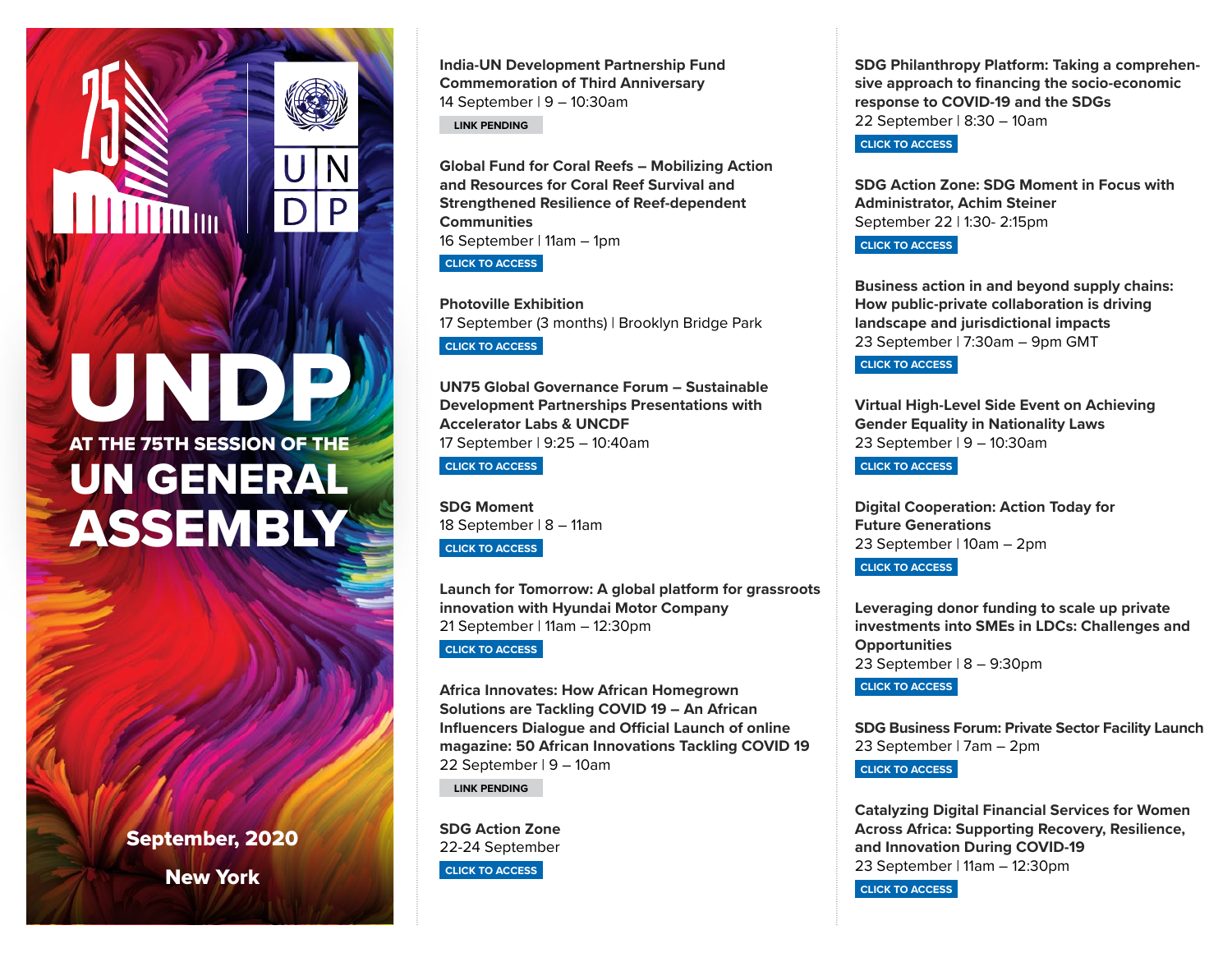# UNDP

## AT THE 75TH SESSION OF THE UN GENERAL ASSEMBLY

September, 2020

New York

**India-UN Development Partnership Fund Commemoration of Third Anniversary**
14 September | 9 – 10:30am
LINK PENDING

**Global Fund for Coral Reefs – Mobilizing Action and Resources for Coral Reef Survival and Strengthened Resilience of Reef-dependent Communities**
16 September | 11am – 1pm
CLICK TO ACCESS

**Photoville Exhibition**
17 September (3 months) | Brooklyn Bridge Park
CLICK TO ACCESS

**UN75 Global Governance Forum – Sustainable Development Partnerships Presentations with Accelerator Labs & UNCDF**
17 September | 9:25 – 10:40am
CLICK TO ACCESS

**SDG Moment**
18 September | 8 – 11am
CLICK TO ACCESS

**Launch for Tomorrow: A global platform for grassroots innovation with Hyundai Motor Company**
21 September | 11am – 12:30pm
CLICK TO ACCESS

**Africa Innovates: How African Homegrown Solutions are Tackling COVID 19 – An African Influencers Dialogue and Official Launch of online magazine: 50 African Innovations Tackling COVID 19**
22 September | 9 – 10am
LINK PENDING

**SDG Action Zone**
22-24 September
CLICK TO ACCESS

**SDG Philanthropy Platform: Taking a comprehensive approach to financing the socio-economic response to COVID-19 and the SDGs**
22 September | 8:30 – 10am
CLICK TO ACCESS

**SDG Action Zone: SDG Moment in Focus with Administrator, Achim Steiner**
September 22 | 1:30- 2:15pm
CLICK TO ACCESS

**Business action in and beyond supply chains: How public-private collaboration is driving landscape and jurisdictional impacts**
23 September | 7:30am – 9pm GMT
CLICK TO ACCESS

**Virtual High-Level Side Event on Achieving Gender Equality in Nationality Laws**
23 September | 9 – 10:30am
CLICK TO ACCESS

**Digital Cooperation: Action Today for Future Generations**
23 September | 10am – 2pm
CLICK TO ACCESS

**Leveraging donor funding to scale up private investments into SMEs in LDCs: Challenges and Opportunities**
23 September | 8 – 9:30pm
CLICK TO ACCESS

**SDG Business Forum: Private Sector Facility Launch**
23 September | 7am – 2pm
CLICK TO ACCESS

**Catalyzing Digital Financial Services for Women Across Africa: Supporting Recovery, Resilience, and Innovation During COVID-19**
23 September | 11am – 12:30pm
CLICK TO ACCESS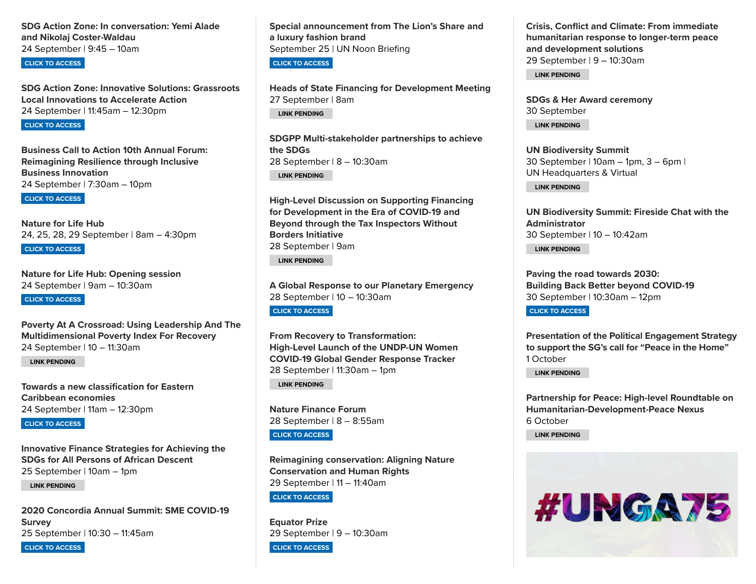**SDG Action Zone: In conversation: Yemi Alade and Nikolaj Coster-Waldau**
24 September | 9:45 – 10am
CLICK TO ACCESS

**SDG Action Zone: Innovative Solutions: Grassroots Local Innovations to Accelerate Action**
24 September | 11:45am – 12:30pm
CLICK TO ACCESS

**Business Call to Action 10th Annual Forum: Reimagining Resilience through Inclusive Business Innovation**
24 September | 7:30am – 10pm
CLICK TO ACCESS

**Nature for Life Hub**
24, 25, 28, 29 September | 8am – 4:30pm
CLICK TO ACCESS

**Nature for Life Hub: Opening session**
24 September | 9am – 10:30am
CLICK TO ACCESS

**Poverty At A Crossroad: Using Leadership And The Multidimensional Poverty Index For Recovery**
24 September | 10 – 11:30am
LINK PENDING

**Towards a new classification for Eastern Caribbean economies**
24 September | 11am – 12:30pm
CLICK TO ACCESS

**Innovative Finance Strategies for Achieving the SDGs for All Persons of African Descent**
25 September | 10am – 1pm
LINK PENDING

**2020 Concordia Annual Summit: SME COVID-19 Survey**
25 September | 10:30 – 11:45am
CLICK TO ACCESS

**Special announcement from The Lion's Share and a luxury fashion brand**
September 25 | UN Noon Briefing
CLICK TO ACCESS

**Heads of State Financing for Development Meeting**
27 September | 8am
LINK PENDING

**SDGPP Multi-stakeholder partnerships to achieve the SDGs**
28 September | 8 – 10:30am
LINK PENDING

**High-Level Discussion on Supporting Financing for Development in the Era of COVID-19 and Beyond through the Tax Inspectors Without Borders Initiative**
28 September | 9am
LINK PENDING

**A Global Response to our Planetary Emergency**
28 September | 10 – 10:30am
CLICK TO ACCESS

**From Recovery to Transformation: High-Level Launch of the UNDP-UN Women COVID-19 Global Gender Response Tracker**
28 September | 11:30am – 1pm
LINK PENDING

**Nature Finance Forum**
28 September | 8 – 8:55am
CLICK TO ACCESS

**Reimagining conservation: Aligning Nature Conservation and Human Rights**
29 September | 11 – 11:40am
CLICK TO ACCESS

**Equator Prize**
29 September | 9 – 10:30am
CLICK TO ACCESS

**Crisis, Conflict and Climate: From immediate humanitarian response to longer-term peace and development solutions**
29 September | 9 – 10:30am
LINK PENDING

**SDGs & Her Award ceremony**
30 September
LINK PENDING

**UN Biodiversity Summit**
30 September | 10am – 1pm, 3 – 6pm | UN Headquarters & Virtual
LINK PENDING

**UN Biodiversity Summit: Fireside Chat with the Administrator**
30 September | 10 – 10:42am
LINK PENDING

**Paving the road towards 2030: Building Back Better beyond COVID-19**
30 September | 10:30am – 12pm
CLICK TO ACCESS

**Presentation of the Political Engagement Strategy to support the SG's call for "Peace in the Home"**
1 October
LINK PENDING

**Partnership for Peace: High-level Roundtable on Humanitarian-Development-Peace Nexus**
6 October
LINK PENDING

#UNGA75